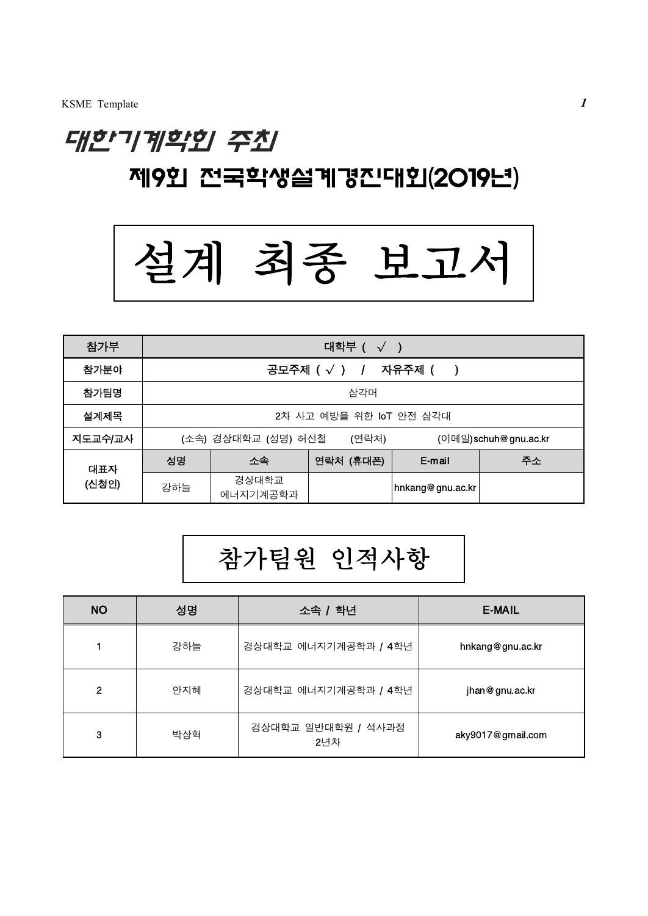# 대한기계학회 주최

## 제9회 전국학생설계경진대회(2019년)

# 설계 최종 보고서

| 참가부 | 대학부 ( √ ) | | | | |
|---|---|---|---|---|---|
| 참가분야 | 공모주제 ( √ ) / 자유주제 ( ) | | | | |
| 참가팀명 | 삼각머 | | | | |
| 설계제목 | 2차 사고 예방을 위한 IoT 안전 삼각대 | | | | |
| 지도교수/교사 | (소속) 경상대학교 (성명) 허선철 (연락처) (이메일)schuh@gnu.ac.kr | | | | |
| 대표자 (신청인) | 성명 | 소속 | 연락처 (휴대폰) | E-mail | 주소 |
| | 강하늘 | 경상대학교 에너지기계공학과 | | hnkang@gnu.ac.kr | |

# 참가팀원 인적사항

| NO | 성명 | 소속 / 학년 | E-MAIL |
|---|---|---|---|
| 1 | 강하늘 | 경상대학교 에너지기계공학과 / 4학년 | hnkang@gnu.ac.kr |
| 2 | 안지혜 | 경상대학교 에너지기계공학과 / 4학년 | jhan@gnu.ac.kr |
| 3 | 박상혁 | 경상대학교 일반대학원 / 석사과정 2년차 | aky9017@gmail.com |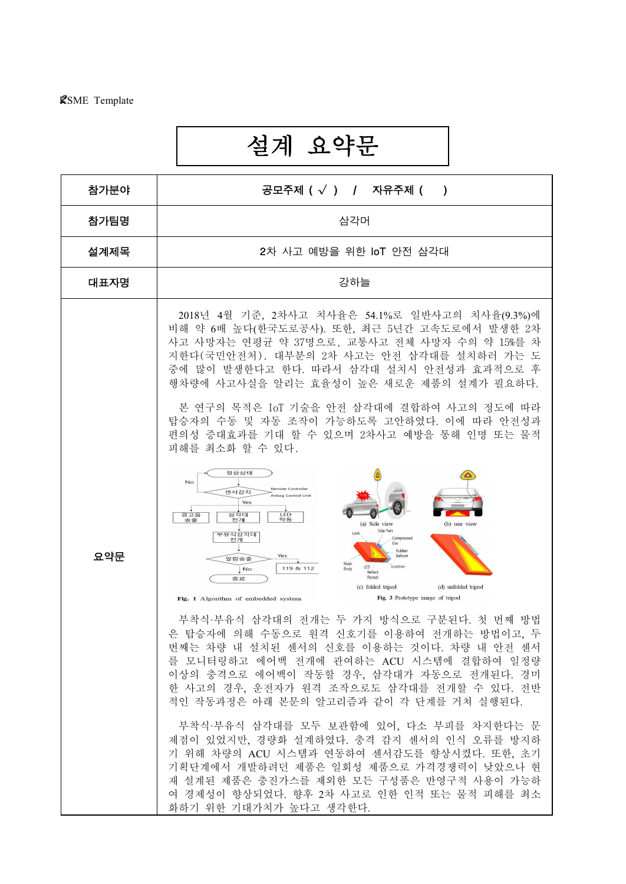KSME Template

# 설계 요약문

| 참가분야 | 공모주제 ( √ ) / 자유주제 ( ) |
|---|---|
| 참가팀명 | 삼각머 |
| 설계제목 | 2차 사고 예방을 위한 IoT 안전 삼각대 |
| 대표자명 | 강하늘 |

**요약문**

2018년 4월 기준, 2차사고 치사율은 54.1%로 일반사고의 치사율(9.3%)에 비해 약 6배 높다(한국도로공사). 또한, 최근 5년간 고속도로에서 발생한 2차 사고 사망자는 연평균 약 37명으로, 교통사고 전체 사망자 수의 약 15%를 차지한다(국민안전처). 대부분의 2차 사고는 안전 삼각대를 설치하러 가는 도중에 많이 발생한다고 한다. 따라서 삼각대 설치시 안전성과 효과적으로 후행차량에 사고사실을 알리는 효율성이 높은 새로운 제품의 설계가 필요하다.

본 연구의 목적은 IoT 기술을 안전 삼각대에 결합하여 사고의 정도에 따라 탑승자의 수동 및 자동 조작이 가능하도록 고안하였다. 이에 따라 안전성과 편의성 증대효과를 기대 할 수 있으며 2차사고 예방을 통해 인명 또는 물적 피해를 최소화 할 수 있다.

Fig. 1 Algorithm of embedded system

Fig. 3 Prototype image of tripod

(a) Side view (b) rear view (c) folded tripod (d) unfolded tripod

부착식·부유식 삼각대의 전개는 두 가지 방식으로 구분된다. 첫 번째 방법은 탑승자에 의해 수동으로 원격 신호기를 이용하여 전개하는 방법이고, 두 번째는 차량 내 설치된 센서의 신호를 이용하는 것이다. 차량 내 안전 센서를 모니터링하고 에어백 전개에 관여하는 ACU 시스템에 결합하여 일정량 이상의 충격으로 에어백이 작동할 경우, 삼각대가 자동으로 전개된다. 경미한 사고의 경우, 운전자가 원격 조작으로도 삼각대를 전개할 수 있다. 전반적인 작동과정은 아래 본문의 알고리즘과 같이 각 단계를 거쳐 실행된다.

부착식·부유식 삼각대를 모두 보관함에 있어, 다소 부피를 차지한다는 문제점이 있었지만, 경량화 설계하였다. 충격 감지 센서의 인식 오류를 방지하기 위해 차량의 ACU 시스템과 연동하여 센서감도를 향상시켰다. 또한, 초기 기획단계에서 개발하려던 제품은 일회성 제품으로 가격경쟁력이 낮았으나 현재 설계된 제품은 충진가스를 제외한 모든 구성품은 반영구적 사용이 가능하여 경제성이 향상되었다. 향후 2차 사고로 인한 인적 또는 물적 피해를 최소화하기 위한 기대가치가 높다고 생각한다.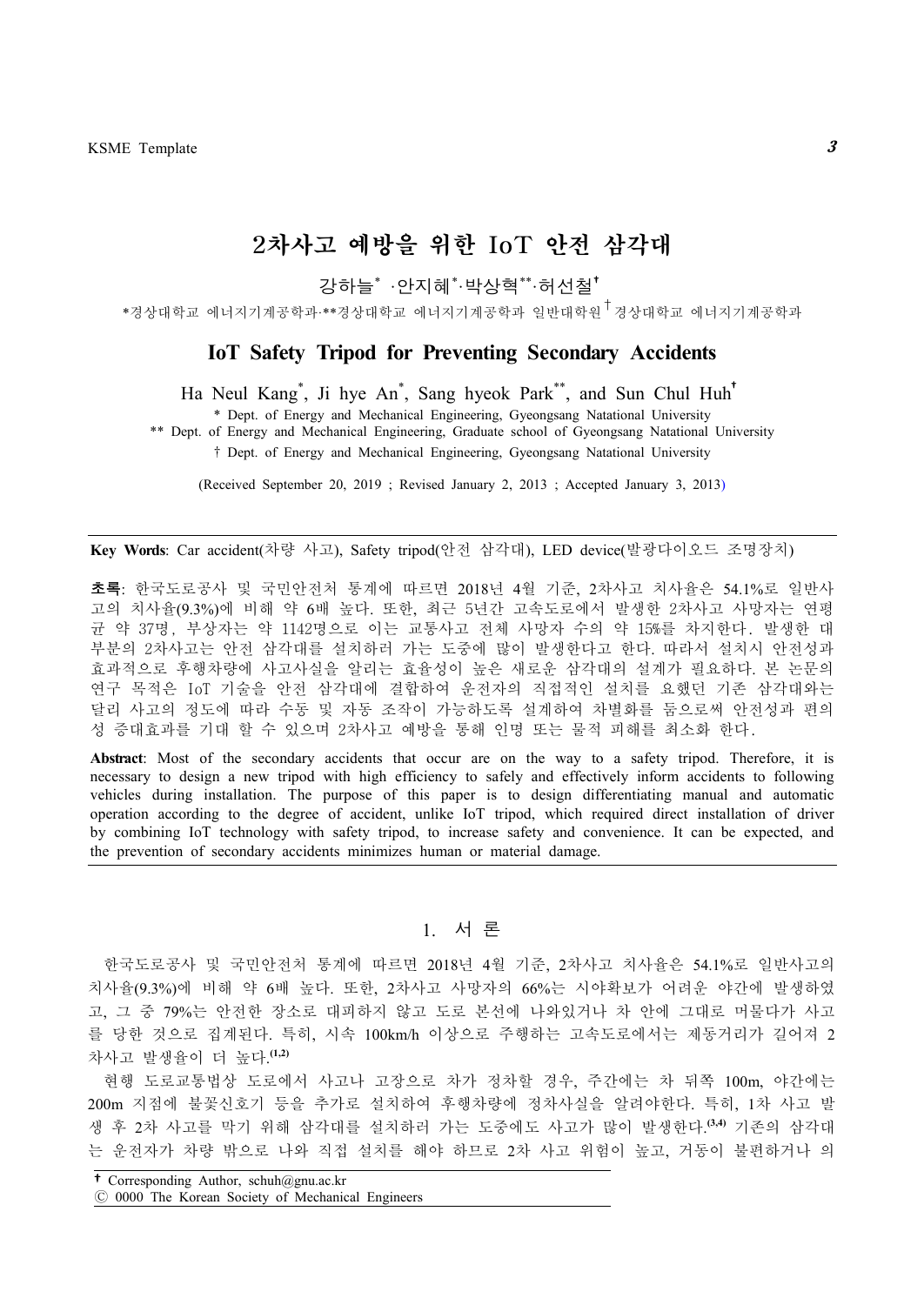# 2차사고 예방을 위한 IoT 안전 삼각대

강하늘* ·안지혜*·박상혁**·허선철†

*경상대학교 에너지기계공학과·**경상대학교 에너지기계공학과 일반대학원 †경상대학교 에너지기계공학과

## IoT Safety Tripod for Preventing Secondary Accidents

Ha Neul Kang*, Ji hye An*, Sang hyeok Park**, and Sun Chul Huh†

\* Dept. of Energy and Mechanical Engineering, Gyeongsang Natational University

** Dept. of Energy and Mechanical Engineering, Graduate school of Gyeongsang Natational University

† Dept. of Energy and Mechanical Engineering, Gyeongsang Natational University

(Received September 20, 2019 ; Revised January 2, 2013 ; Accepted January 3, 2013)

**Key Words**: Car accident(차량 사고), Safety tripod(안전 삼각대), LED device(발광다이오드 조명장치)

**초록**: 한국도로공사 및 국민안전처 통계에 따르면 2018년 4월 기준, 2차사고 치사율은 54.1%로 일반사고의 치사율(9.3%)에 비해 약 6배 높다. 또한, 최근 5년간 고속도로에서 발생한 2차사고 사망자는 연평균 약 37명, 부상자는 약 1142명으로 이는 교통사고 전체 사망자 수의 약 15%를 차지한다. 발생한 대부분의 2차사고는 안전 삼각대를 설치하러 가는 도중에 많이 발생한다고 한다. 따라서 설치시 안전성과 효과적으로 후행차량에 사고사실을 알리는 효율성이 높은 새로운 삼각대의 설계가 필요하다. 본 논문의 연구 목적은 IoT 기술을 안전 삼각대에 결합하여 운전자의 직접적인 설치를 요했던 기존 삼각대와는 달리 사고의 정도에 따라 수동 및 자동 조작이 가능하도록 설계하여 차별화를 둠으로써 안전성과 편의성 증대효과를 기대 할 수 있으며 2차사고 예방을 통해 인명 또는 물적 피해를 최소화 한다.

**Abstract**: Most of the secondary accidents that occur are on the way to a safety tripod. Therefore, it is necessary to design a new tripod with high efficiency to safely and effectively inform accidents to following vehicles during installation. The purpose of this paper is to design differentiating manual and automatic operation according to the degree of accident, unlike IoT tripod, which required direct installation of driver by combining IoT technology with safety tripod, to increase safety and convenience. It can be expected, and the prevention of secondary accidents minimizes human or material damage.

## 1. 서 론

한국도로공사 및 국민안전처 통계에 따르면 2018년 4월 기준, 2차사고 치사율은 54.1%로 일반사고의 치사율(9.3%)에 비해 약 6배 높다. 또한, 2차사고 사망자의 66%는 시야확보가 어려운 야간에 발생하였고, 그 중 79%는 안전한 장소로 대피하지 않고 도로 본선에 나와있거나 차 안에 그대로 머물다가 사고를 당한 것으로 집계된다. 특히, 시속 100km/h 이상으로 주행하는 고속도로에서는 제동거리가 길어져 2차사고 발생율이 더 높다.[1,2]

현행 도로교통법상 도로에서 사고나 고장으로 차가 정차할 경우, 주간에는 차 뒤쪽 100m, 야간에는 200m 지점에 불꽃신호기 등을 추가로 설치하여 후행차량에 정차사실을 알려야한다. 특히, 1차 사고 발생 후 2차 사고를 막기 위해 삼각대를 설치하러 가는 도중에도 사고가 많이 발생한다.[3,4] 기존의 삼각대는 운전자가 차량 밖으로 나와 직접 설치를 해야 하므로 2차 사고 위험이 높고, 거동이 불편하거나 의

† Corresponding Author, schuh@gnu.ac.kr

Ⓒ 0000 The Korean Society of Mechanical Engineers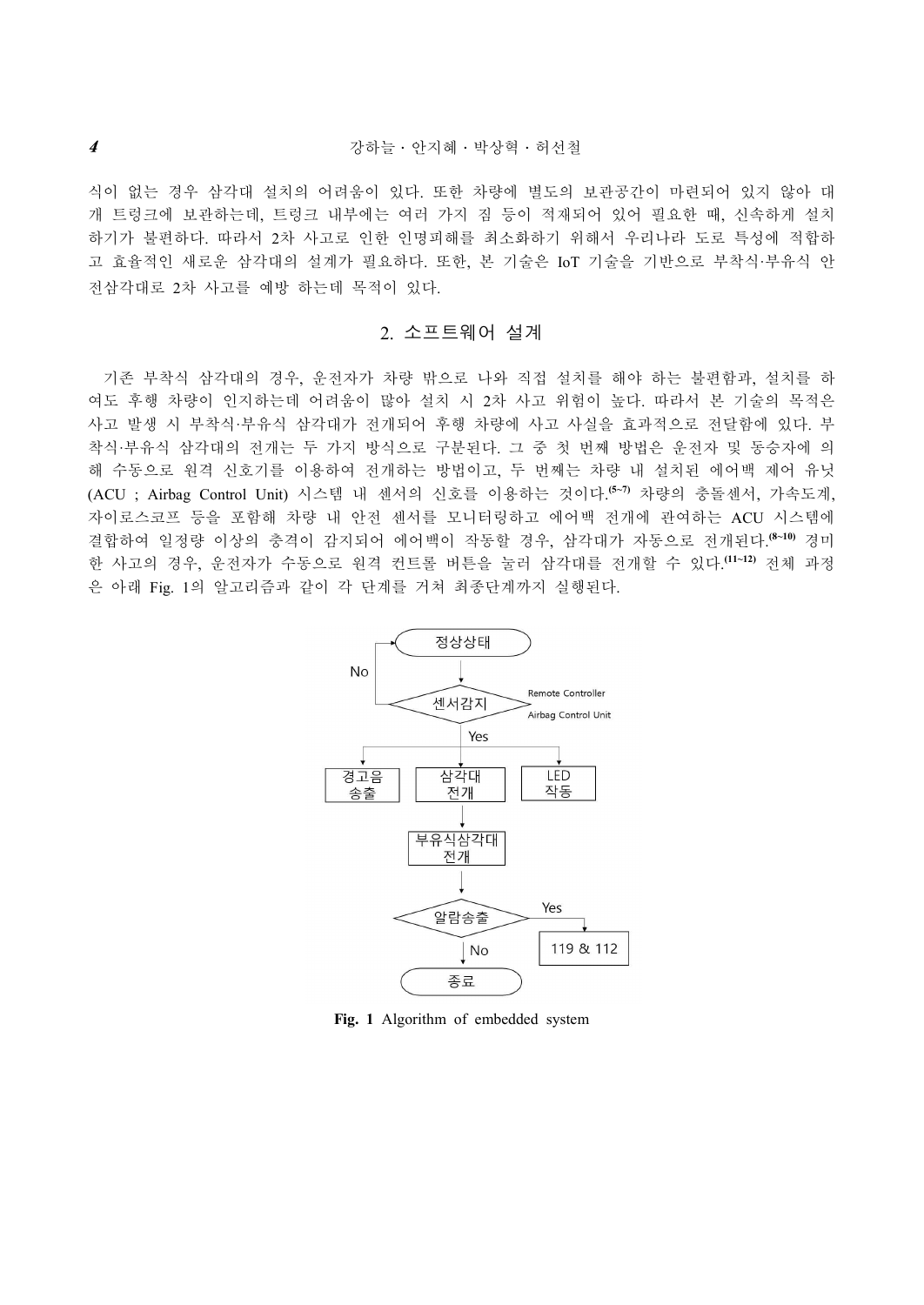식이 없는 경우 삼각대 설치의 어려움이 있다. 또한 차량에 별도의 보관공간이 마련되어 있지 않아 대개 트렁크에 보관하는데, 트렁크 내부에는 여러 가지 짐 등이 적재되어 있어 필요한 때, 신속하게 설치하기가 불편하다. 따라서 2차 사고로 인한 인명피해를 최소화하기 위해서 우리나라 도로 특성에 적합하고 효율적인 새로운 삼각대의 설계가 필요하다. 또한, 본 기술은 IoT 기술을 기반으로 부착식·부유식 안전삼각대로 2차 사고를 예방 하는데 목적이 있다.

## 2. 소프트웨어 설계

기존 부착식 삼각대의 경우, 운전자가 차량 밖으로 나와 직접 설치를 해야 하는 불편함과, 설치를 하여도 후행 차량이 인지하는데 어려움이 많아 설치 시 2차 사고 위험이 높다. 따라서 본 기술의 목적은 사고 발생 시 부착식·부유식 삼각대가 전개되어 후행 차량에 사고 사실을 효과적으로 전달함에 있다. 부착식·부유식 삼각대의 전개는 두 가지 방식으로 구분된다. 그 중 첫 번째 방법은 운전자 및 동승자에 의해 수동으로 원격 신호기를 이용하여 전개하는 방법이고, 두 번째는 차량 내 설치된 에어백 제어 유닛(ACU ; Airbag Control Unit) 시스템 내 센서의 신호를 이용하는 것이다.[5~7] 차량의 충돌센서, 가속도계, 자이로스코프 등을 포함해 차량 내 안전 센서를 모니터링하고 에어백 전개에 관여하는 ACU 시스템에 결합하여 일정량 이상의 충격이 감지되어 에어백이 작동할 경우, 삼각대가 자동으로 전개된다.[8~10] 경미한 사고의 경우, 운전자가 수동으로 원격 컨트롤 버튼을 눌러 삼각대를 전개할 수 있다.[11~12] 전체 과정은 아래 Fig. 1의 알고리즘과 같이 각 단계를 거쳐 최종단계까지 실행된다.

**Fig. 1** Algorithm of embedded system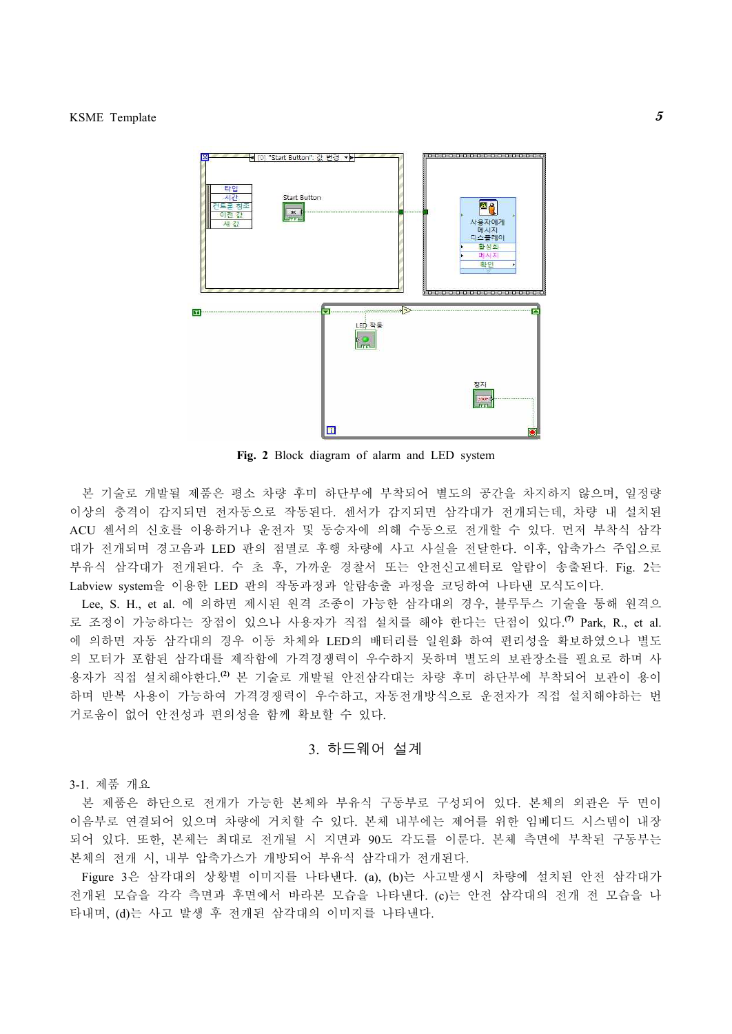Fig. 2 Block diagram of alarm and LED system

본 기술로 개발될 제품은 평소 차량 후미 하단부에 부착되어 별도의 공간을 차지하지 않으며, 일정량 이상의 충격이 감지되면 전자동으로 작동된다. 센서가 감지되면 삼각대가 전개되는데, 차량 내 설치된 ACU 센서의 신호를 이용하거나 운전자 및 동승자에 의해 수동으로 전개할 수 있다. 먼저 부착식 삼각대가 전개되며 경고음과 LED 판의 점멸로 후행 차량에 사고 사실을 전달한다. 이후, 압축가스 주입으로 부유식 삼각대가 전개된다. 수 초 후, 가까운 경찰서 또는 안전신고센터로 알람이 송출된다. Fig. 2는 Labview system을 이용한 LED 판의 작동과정과 알람송출 과정을 코딩하여 나타낸 모식도이다.

Lee, S. H., et al. 에 의하면 제시된 원격 조종이 가능한 삼각대의 경우, 블루투스 기술을 통해 원격으로 조정이 가능하다는 장점이 있으나 사용자가 직접 설치를 해야 한다는 단점이 있다.[7] Park, R., et al. 에 의하면 자동 삼각대의 경우 이동 차체와 LED의 배터리를 일원화 하여 편리성을 확보하였으나 별도의 모터가 포함된 삼각대를 제작함에 가격경쟁력이 우수하지 못하며 별도의 보관장소를 필요로 하며 사용자가 직접 설치해야한다.[2] 본 기술로 개발될 안전삼각대는 차량 후미 하단부에 부착되어 보관이 용이하며 반복 사용이 가능하여 가격경쟁력이 우수하고, 자동전개방식으로 운전자가 직접 설치해야하는 번거로움이 없어 안전성과 편의성을 함께 확보할 수 있다.

## 3. 하드웨어 설계

### 3-1. 제품 개요

본 제품은 하단으로 전개가 가능한 본체와 부유식 구동부로 구성되어 있다. 본체의 외관은 두 면이 이음부로 연결되어 있으며 차량에 거치할 수 있다. 본체 내부에는 제어를 위한 임베디드 시스템이 내장되어 있다. 또한, 본체는 최대로 전개될 시 지면과 90도 각도를 이룬다. 본체 측면에 부착된 구동부는 본체의 전개 시, 내부 압축가스가 개방되어 부유식 삼각대가 전개된다.

Figure 3은 삼각대의 상황별 이미지를 나타낸다. (a), (b)는 사고발생시 차량에 설치된 안전 삼각대가 전개된 모습을 각각 측면과 후면에서 바라본 모습을 나타낸다. (c)는 안전 삼각대의 전개 전 모습을 나타내며, (d)는 사고 발생 후 전개된 삼각대의 이미지를 나타낸다.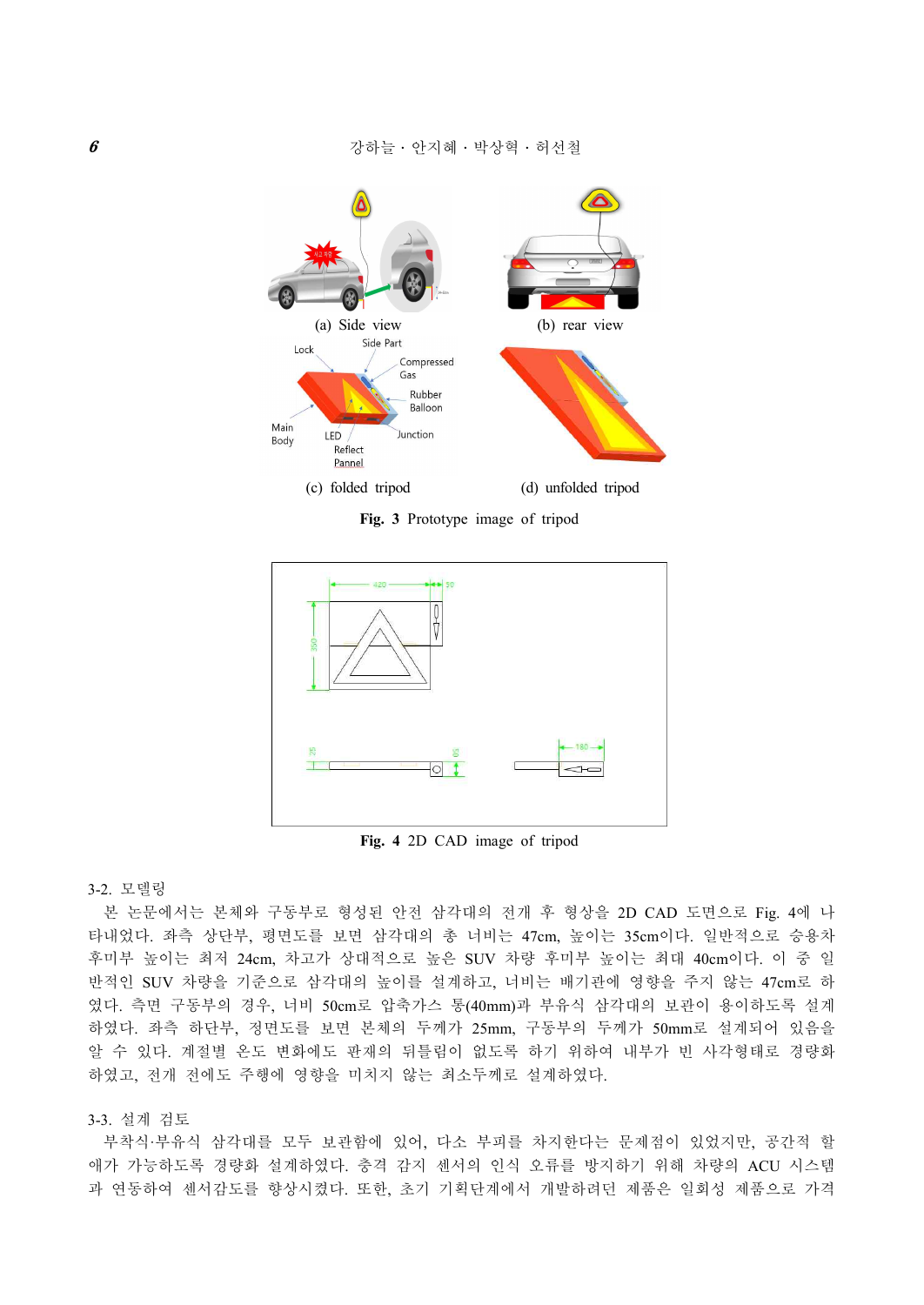(a) Side view (b) rear view

(c) folded tripod (d) unfolded tripod

**Fig. 3** Prototype image of tripod

**Fig. 4** 2D CAD image of tripod

3-2. 모델링

본 논문에서는 본체와 구동부로 형성된 안전 삼각대의 전개 후 형상을 2D CAD 도면으로 Fig. 4에 나타내었다. 좌측 상단부, 평면도를 보면 삼각대의 총 너비는 47cm, 높이는 35cm이다. 일반적으로 승용차 후미부 높이는 최저 24cm, 차고가 상대적으로 높은 SUV 차량 후미부 높이는 최대 40cm이다. 이 중 일반적인 SUV 차량을 기준으로 삼각대의 높이를 설계하고, 너비는 배기관에 영향을 주지 않는 47cm로 하였다. 측면 구동부의 경우, 너비 50cm로 압축가스 통(40mm)과 부유식 삼각대의 보관이 용이하도록 설계하였다. 좌측 하단부, 정면도를 보면 본체의 두께가 25mm, 구동부의 두께가 50mm로 설계되어 있음을 알 수 있다. 계절별 온도 변화에도 판재의 뒤틀림이 없도록 하기 위하여 내부가 빈 사각형태로 경량화하였고, 전개 전에도 주행에 영향을 미치지 않는 최소두께로 설계하였다.

3-3. 설계 검토

부착식·부유식 삼각대를 모두 보관함에 있어, 다소 부피를 차지한다는 문제점이 있었지만, 공간적 할애가 가능하도록 경량화 설계하였다. 충격 감지 센서의 인식 오류를 방지하기 위해 차량의 ACU 시스템과 연동하여 센서감도를 향상시켰다. 또한, 초기 기획단계에서 개발하려던 제품은 일회성 제품으로 가격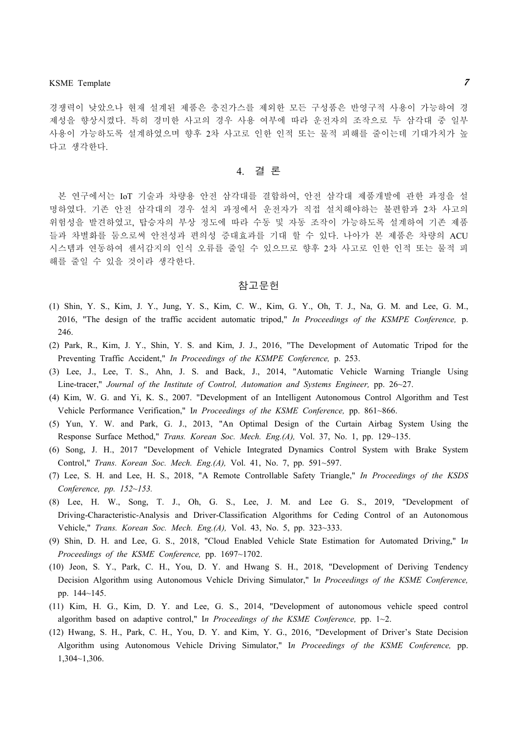경쟁력이 낮았으나 현재 설계된 제품은 충진가스를 제외한 모든 구성품은 반영구적 사용이 가능하여 경제성을 향상시켰다. 특히 경미한 사고의 경우 사용 여부에 따라 운전자의 조작으로 두 삼각대 중 일부 사용이 가능하도록 설계하였으며 향후 2차 사고로 인한 인적 또는 물적 피해를 줄이는데 기대가치가 높다고 생각한다.

## 4. 결 론

본 연구에서는 IoT 기술과 차량용 안전 삼각대를 결합하여, 안전 삼각대 제품개발에 관한 과정을 설명하였다. 기존 안전 삼각대의 경우 설치 과정에서 운전자가 직접 설치해야하는 불편함과 2차 사고의 위험성을 발견하였고, 탑승자의 부상 정도에 따라 수동 및 자동 조작이 가능하도록 설계하여 기존 제품들과 차별화를 둠으로써 안전성과 편의성 증대효과를 기대 할 수 있다. 나아가 본 제품은 차량의 ACU 시스템과 연동하여 센서감지의 인식 오류를 줄일 수 있으므로 향후 2차 사고로 인한 인적 또는 물적 피해를 줄일 수 있을 것이라 생각한다.

## 참고문헌

(1) Shin, Y. S., Kim, J. Y., Jung, Y. S., Kim, C. W., Kim, G. Y., Oh, T. J., Na, G. M. and Lee, G. M., 2016, "The design of the traffic accident automatic tripod," *In Proceedings of the KSMPE Conference,* p. 246.

(2) Park, R., Kim, J. Y., Shin, Y. S. and Kim, J. J., 2016, "The Development of Automatic Tripod for the Preventing Traffic Accident," *In Proceedings of the KSMPE Conference,* p. 253.

(3) Lee, J., Lee, T. S., Ahn, J. S. and Back, J., 2014, "Automatic Vehicle Warning Triangle Using Line-tracer," *Journal of the Institute of Control, Automation and Systems Engineer,* pp. 26~27.

(4) Kim, W. G. and Yi, K. S., 2007. "Development of an Intelligent Autonomous Control Algorithm and Test Vehicle Performance Verification," I*n Proceedings of the KSME Conference,* pp. 861~866.

(5) Yun, Y. W. and Park, G. J., 2013, "An Optimal Design of the Curtain Airbag System Using the Response Surface Method," *Trans. Korean Soc. Mech. Eng.(A),* Vol. 37, No. 1, pp. 129~135.

(6) Song, J. H., 2017 "Development of Vehicle Integrated Dynamics Control System with Brake System Control," *Trans. Korean Soc. Mech. Eng.(A),* Vol. 41, No. 7, pp. 591~597.

(7) Lee, S. H. and Lee, H. S., 2018, "A Remote Controllable Safety Triangle," *In Proceedings of the KSDS Conference, pp. 152~153.*

(8) Lee, H. W., Song, T. J., Oh, G. S., Lee, J. M. and Lee G. S., 2019, "Development of Driving-Characteristic-Analysis and Driver-Classification Algorithms for Ceding Control of an Autonomous Vehicle," *Trans. Korean Soc. Mech. Eng.(A),* Vol. 43, No. 5, pp. 323~333.

(9) Shin, D. H. and Lee, G. S., 2018, "Cloud Enabled Vehicle State Estimation for Automated Driving," I*n Proceedings of the KSME Conference,* pp. 1697~1702.

(10) Jeon, S. Y., Park, C. H., You, D. Y. and Hwang S. H., 2018, "Development of Deriving Tendency Decision Algorithm using Autonomous Vehicle Driving Simulator," I*n Proceedings of the KSME Conference,* pp. 144~145.

(11) Kim, H. G., Kim, D. Y. and Lee, G. S., 2014, "Development of autonomous vehicle speed control algorithm based on adaptive control," I*n Proceedings of the KSME Conference,* pp. 1~2.

(12) Hwang, S. H., Park, C. H., You, D. Y. and Kim, Y. G., 2016, "Development of Driver's State Decision Algorithm using Autonomous Vehicle Driving Simulator," I*n Proceedings of the KSME Conference,* pp. 1,304~1,306.